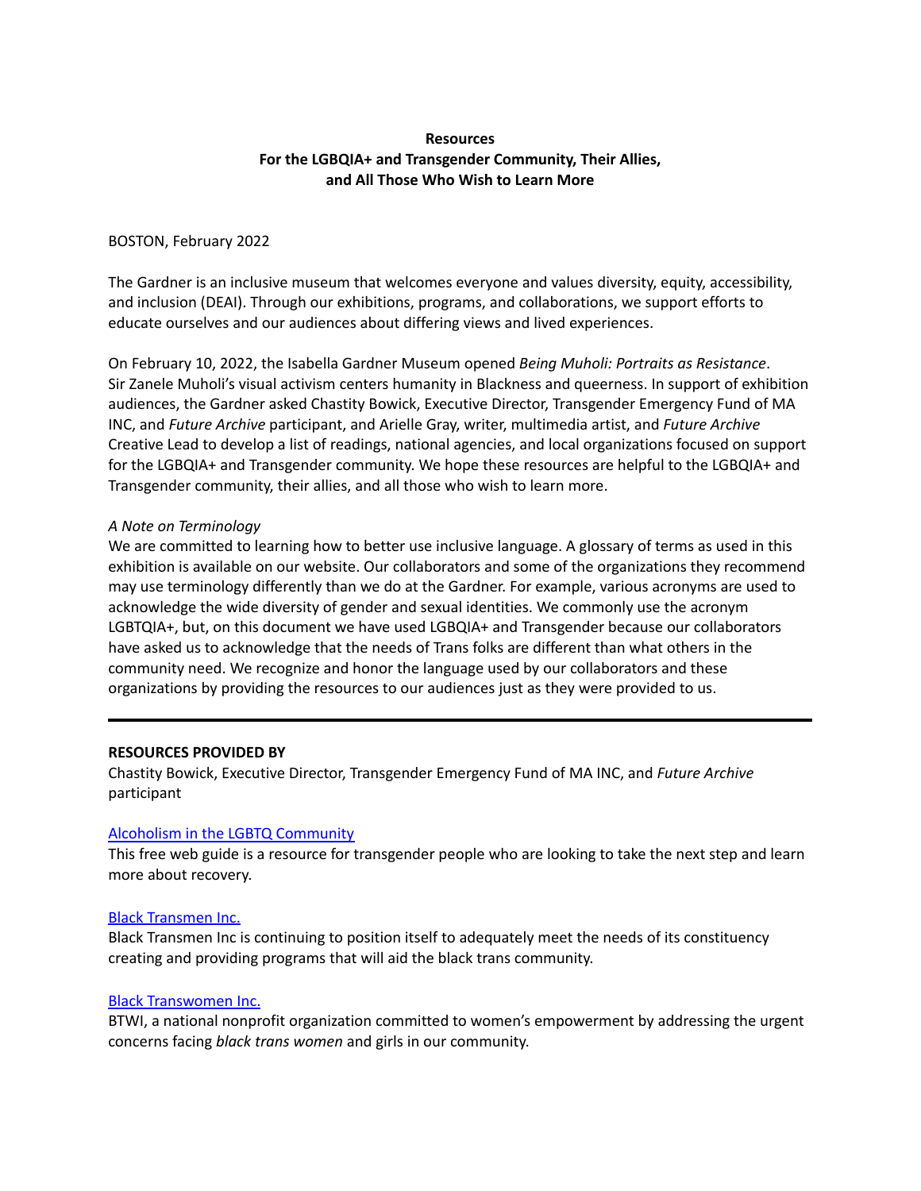**Resources**
**For the LGBQIA+ and Transgender Community, Their Allies,**
**and All Those Who Wish to Learn More**

BOSTON, February 2022

The Gardner is an inclusive museum that welcomes everyone and values diversity, equity, accessibility, and inclusion (DEAI). Through our exhibitions, programs, and collaborations, we support efforts to educate ourselves and our audiences about differing views and lived experiences.

On February 10, 2022, the Isabella Gardner Museum opened *Being Muholi: Portraits as Resistance*. Sir Zanele Muholi's visual activism centers humanity in Blackness and queerness. In support of exhibition audiences, the Gardner asked Chastity Bowick, Executive Director, Transgender Emergency Fund of MA INC, and *Future Archive* participant, and Arielle Gray, writer, multimedia artist, and *Future Archive* Creative Lead to develop a list of readings, national agencies, and local organizations focused on support for the LGBQIA+ and Transgender community. We hope these resources are helpful to the LGBQIA+ and Transgender community, their allies, and all those who wish to learn more.

*A Note on Terminology*
We are committed to learning how to better use inclusive language. A glossary of terms as used in this exhibition is available on our website. Our collaborators and some of the organizations they recommend may use terminology differently than we do at the Gardner. For example, various acronyms are used to acknowledge the wide diversity of gender and sexual identities. We commonly use the acronym LGBTQIA+, but, on this document we have used LGBQIA+ and Transgender because our collaborators have asked us to acknowledge that the needs of Trans folks are different than what others in the community need. We recognize and honor the language used by our collaborators and these organizations by providing the resources to our audiences just as they were provided to us.

---

**RESOURCES PROVIDED BY**
Chastity Bowick, Executive Director, Transgender Emergency Fund of MA INC, and *Future Archive* participant

Alcoholism in the LGBTQ Community
This free web guide is a resource for transgender people who are looking to take the next step and learn more about recovery.

Black Transmen Inc.
Black Transmen Inc is continuing to position itself to adequately meet the needs of its constituency creating and providing programs that will aid the black trans community.

Black Transwomen Inc.
BTWI, a national nonprofit organization committed to women's empowerment by addressing the urgent concerns facing *black trans women* and girls in our community.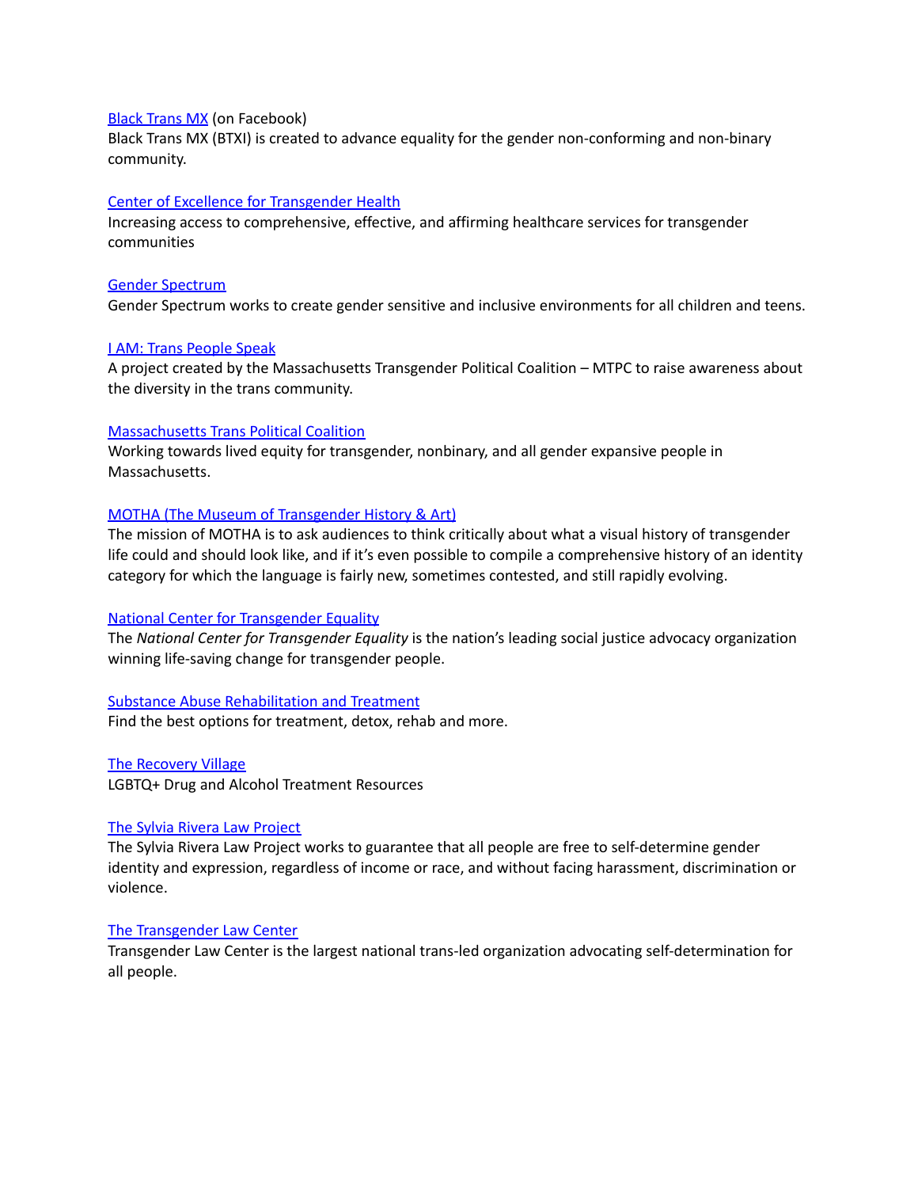[Black Trans MX](#) (on Facebook)
Black Trans MX (BTXI) is created to advance equality for the gender non-conforming and non-binary community.

[Center of Excellence for Transgender Health](#)
Increasing access to comprehensive, effective, and affirming healthcare services for transgender communities

[Gender Spectrum](#)
Gender Spectrum works to create gender sensitive and inclusive environments for all children and teens.

[I AM: Trans People Speak](#)
A project created by the Massachusetts Transgender Political Coalition – MTPC to raise awareness about the diversity in the trans community.

[Massachusetts Trans Political Coalition](#)
Working towards lived equity for transgender, nonbinary, and all gender expansive people in Massachusetts.

[MOTHA (The Museum of Transgender History & Art)](#)
The mission of MOTHA is to ask audiences to think critically about what a visual history of transgender life could and should look like, and if it's even possible to compile a comprehensive history of an identity category for which the language is fairly new, sometimes contested, and still rapidly evolving.

[National Center for Transgender Equality](#)
The *National Center for Transgender Equality* is the nation's leading social justice advocacy organization winning life-saving change for transgender people.

[Substance Abuse Rehabilitation and Treatment](#)
Find the best options for treatment, detox, rehab and more.

[The Recovery Village](#)
LGBTQ+ Drug and Alcohol Treatment Resources

[The Sylvia Rivera Law Project](#)
The Sylvia Rivera Law Project works to guarantee that all people are free to self-determine gender identity and expression, regardless of income or race, and without facing harassment, discrimination or violence.

[The Transgender Law Center](#)
Transgender Law Center is the largest national trans-led organization advocating self-determination for all people.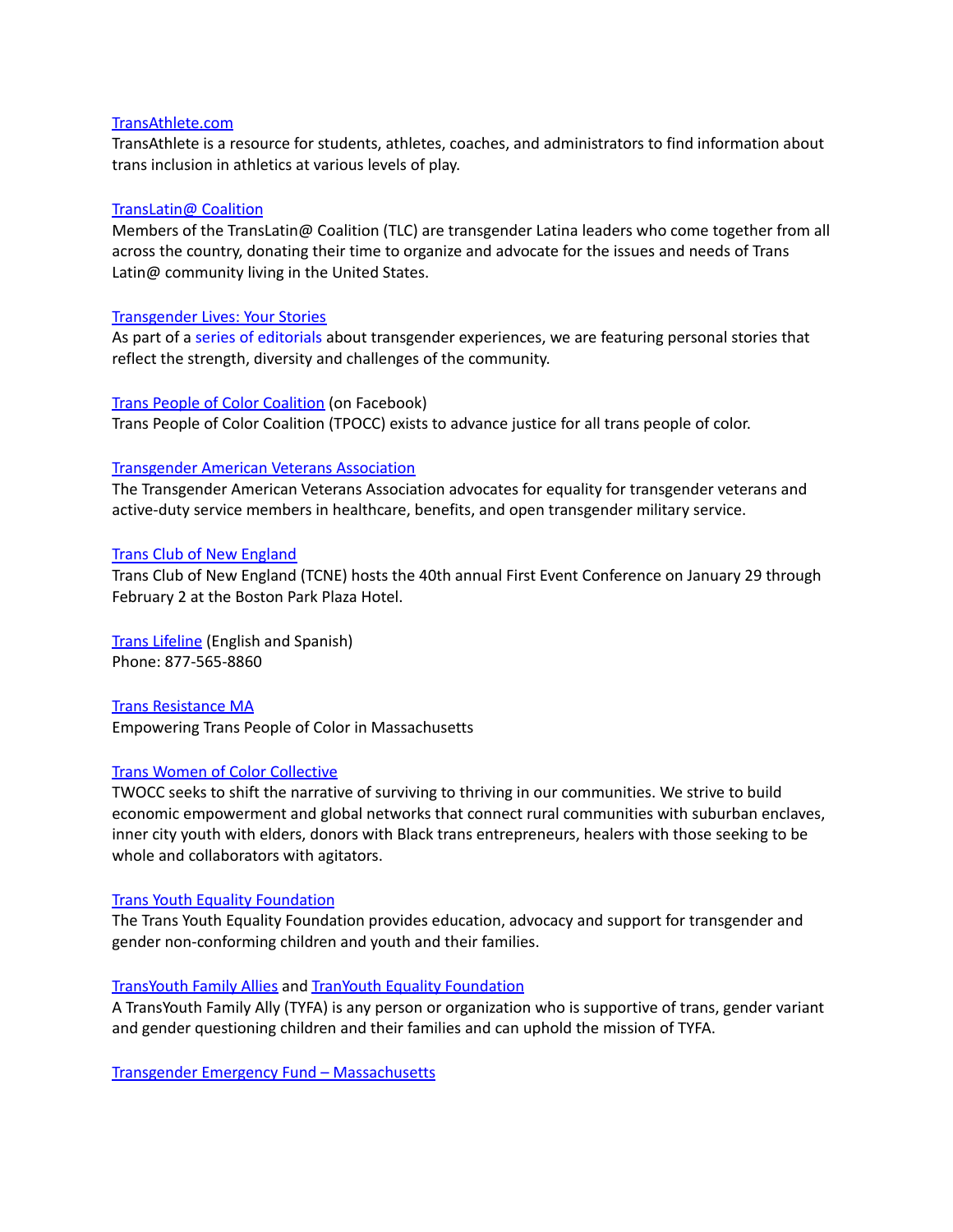TransAthlete.com
TransAthlete is a resource for students, athletes, coaches, and administrators to find information about trans inclusion in athletics at various levels of play.

TransLatin@ Coalition
Members of the TransLatin@ Coalition (TLC) are transgender Latina leaders who come together from all across the country, donating their time to organize and advocate for the issues and needs of Trans Latin@ community living in the United States.

Transgender Lives: Your Stories
As part of a series of editorials about transgender experiences, we are featuring personal stories that reflect the strength, diversity and challenges of the community.

Trans People of Color Coalition (on Facebook)
Trans People of Color Coalition (TPOCC) exists to advance justice for all trans people of color.

Transgender American Veterans Association
The Transgender American Veterans Association advocates for equality for transgender veterans and active-duty service members in healthcare, benefits, and open transgender military service.

Trans Club of New England
Trans Club of New England (TCNE) hosts the 40th annual First Event Conference on January 29 through February 2 at the Boston Park Plaza Hotel.

Trans Lifeline (English and Spanish)
Phone: 877-565-8860

Trans Resistance MA
Empowering Trans People of Color in Massachusetts

Trans Women of Color Collective
TWOCC seeks to shift the narrative of surviving to thriving in our communities. We strive to build economic empowerment and global networks that connect rural communities with suburban enclaves, inner city youth with elders, donors with Black trans entrepreneurs, healers with those seeking to be whole and collaborators with agitators.

Trans Youth Equality Foundation
The Trans Youth Equality Foundation provides education, advocacy and support for transgender and gender non-conforming children and youth and their families.

TransYouth Family Allies and TranYouth Equality Foundation
A TransYouth Family Ally (TYFA) is any person or organization who is supportive of trans, gender variant and gender questioning children and their families and can uphold the mission of TYFA.

Transgender Emergency Fund – Massachusetts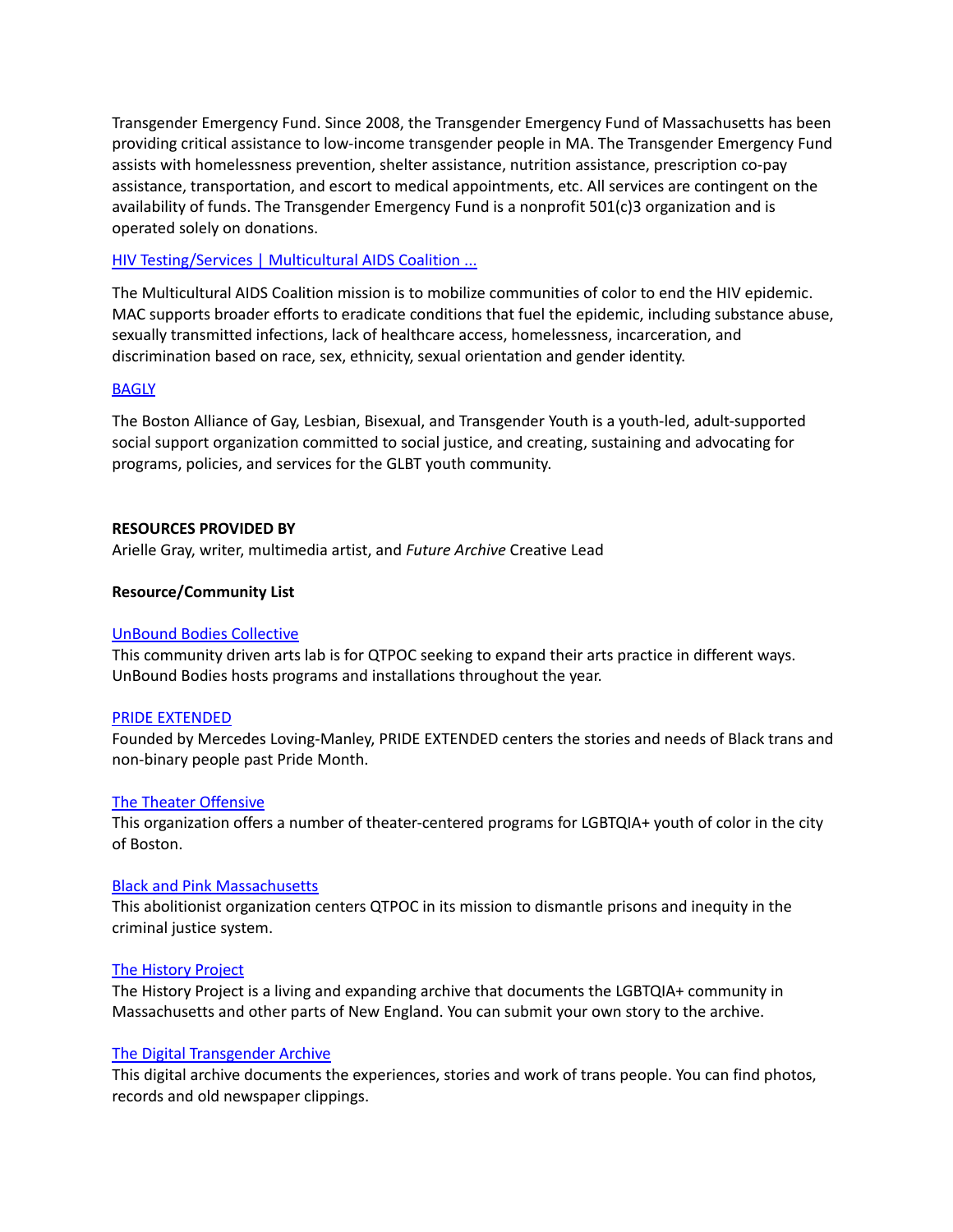Transgender Emergency Fund. Since 2008, the Transgender Emergency Fund of Massachusetts has been providing critical assistance to low-income transgender people in MA. The Transgender Emergency Fund assists with homelessness prevention, shelter assistance, nutrition assistance, prescription co-pay assistance, transportation, and escort to medical appointments, etc. All services are contingent on the availability of funds. The Transgender Emergency Fund is a nonprofit 501(c)3 organization and is operated solely on donations.

HIV Testing/Services | Multicultural AIDS Coalition ...

The Multicultural AIDS Coalition mission is to mobilize communities of color to end the HIV epidemic. MAC supports broader efforts to eradicate conditions that fuel the epidemic, including substance abuse, sexually transmitted infections, lack of healthcare access, homelessness, incarceration, and discrimination based on race, sex, ethnicity, sexual orientation and gender identity.

BAGLY

The Boston Alliance of Gay, Lesbian, Bisexual, and Transgender Youth is a youth-led, adult-supported social support organization committed to social justice, and creating, sustaining and advocating for programs, policies, and services for the GLBT youth community.

**RESOURCES PROVIDED BY**
Arielle Gray, writer, multimedia artist, and *Future Archive* Creative Lead

**Resource/Community List**

UnBound Bodies Collective
This community driven arts lab is for QTPOC seeking to expand their arts practice in different ways. UnBound Bodies hosts programs and installations throughout the year.

PRIDE EXTENDED
Founded by Mercedes Loving-Manley, PRIDE EXTENDED centers the stories and needs of Black trans and non-binary people past Pride Month.

The Theater Offensive
This organization offers a number of theater-centered programs for LGBTQIA+ youth of color in the city of Boston.

Black and Pink Massachusetts
This abolitionist organization centers QTPOC in its mission to dismantle prisons and inequity in the criminal justice system.

The History Project
The History Project is a living and expanding archive that documents the LGBTQIA+ community in Massachusetts and other parts of New England. You can submit your own story to the archive.

The Digital Transgender Archive
This digital archive documents the experiences, stories and work of trans people. You can find photos, records and old newspaper clippings.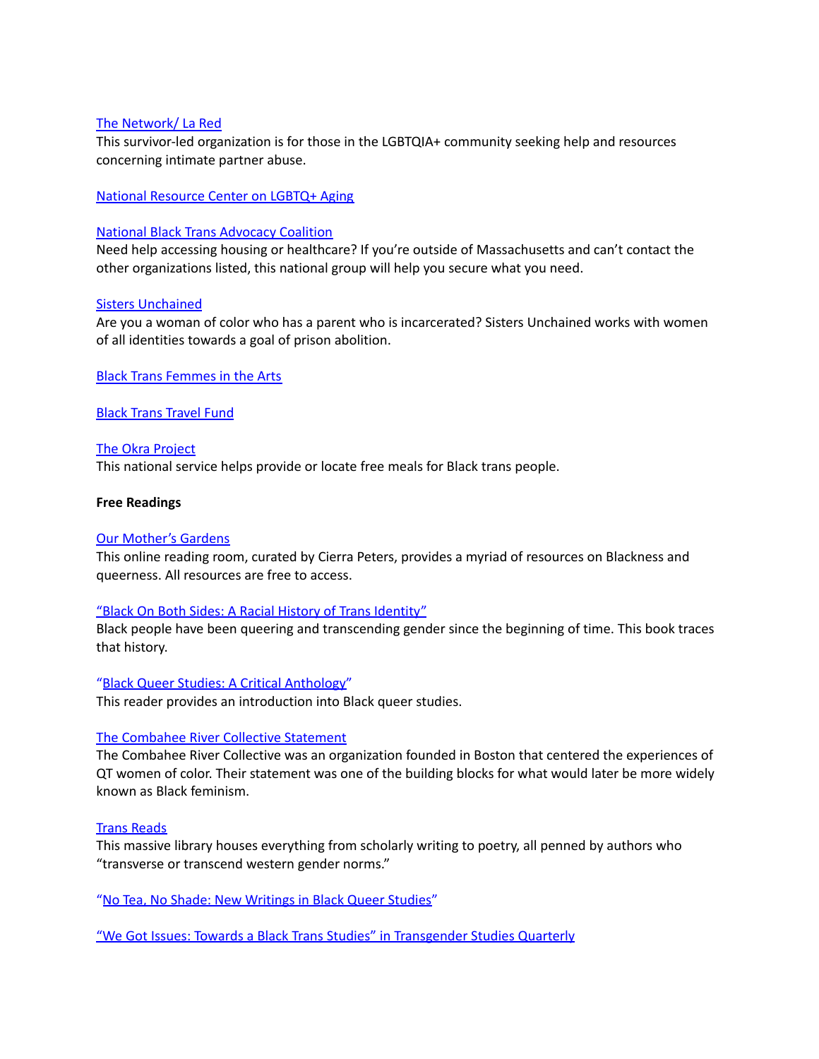The Network/ La Red

This survivor-led organization is for those in the LGBTQIA+ community seeking help and resources concerning intimate partner abuse.

National Resource Center on LGBTQ+ Aging

National Black Trans Advocacy Coalition

Need help accessing housing or healthcare? If you're outside of Massachusetts and can't contact the other organizations listed, this national group will help you secure what you need.

Sisters Unchained

Are you a woman of color who has a parent who is incarcerated? Sisters Unchained works with women of all identities towards a goal of prison abolition.

Black Trans Femmes in the Arts

Black Trans Travel Fund

The Okra Project

This national service helps provide or locate free meals for Black trans people.

**Free Readings**

Our Mother's Gardens

This online reading room, curated by Cierra Peters, provides a myriad of resources on Blackness and queerness. All resources are free to access.

"Black On Both Sides: A Racial History of Trans Identity"

Black people have been queering and transcending gender since the beginning of time. This book traces that history.

"Black Queer Studies: A Critical Anthology"

This reader provides an introduction into Black queer studies.

The Combahee River Collective Statement

The Combahee River Collective was an organization founded in Boston that centered the experiences of QT women of color. Their statement was one of the building blocks for what would later be more widely known as Black feminism.

Trans Reads

This massive library houses everything from scholarly writing to poetry, all penned by authors who "transverse or transcend western gender norms."

"No Tea, No Shade: New Writings in Black Queer Studies"

"We Got Issues: Towards a Black Trans Studies" in Transgender Studies Quarterly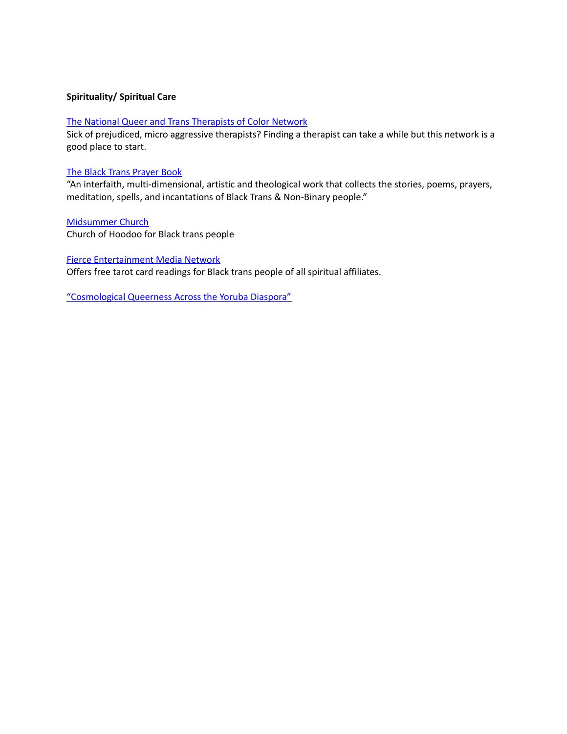**Spirituality/ Spiritual Care**

The National Queer and Trans Therapists of Color Network
Sick of prejudiced, micro aggressive therapists? Finding a therapist can take a while but this network is a good place to start.

The Black Trans Prayer Book
"An interfaith, multi-dimensional, artistic and theological work that collects the stories, poems, prayers, meditation, spells, and incantations of Black Trans & Non-Binary people."

Midsummer Church
Church of Hoodoo for Black trans people

Fierce Entertainment Media Network
Offers free tarot card readings for Black trans people of all spiritual affiliates.

"Cosmological Queerness Across the Yoruba Diaspora"